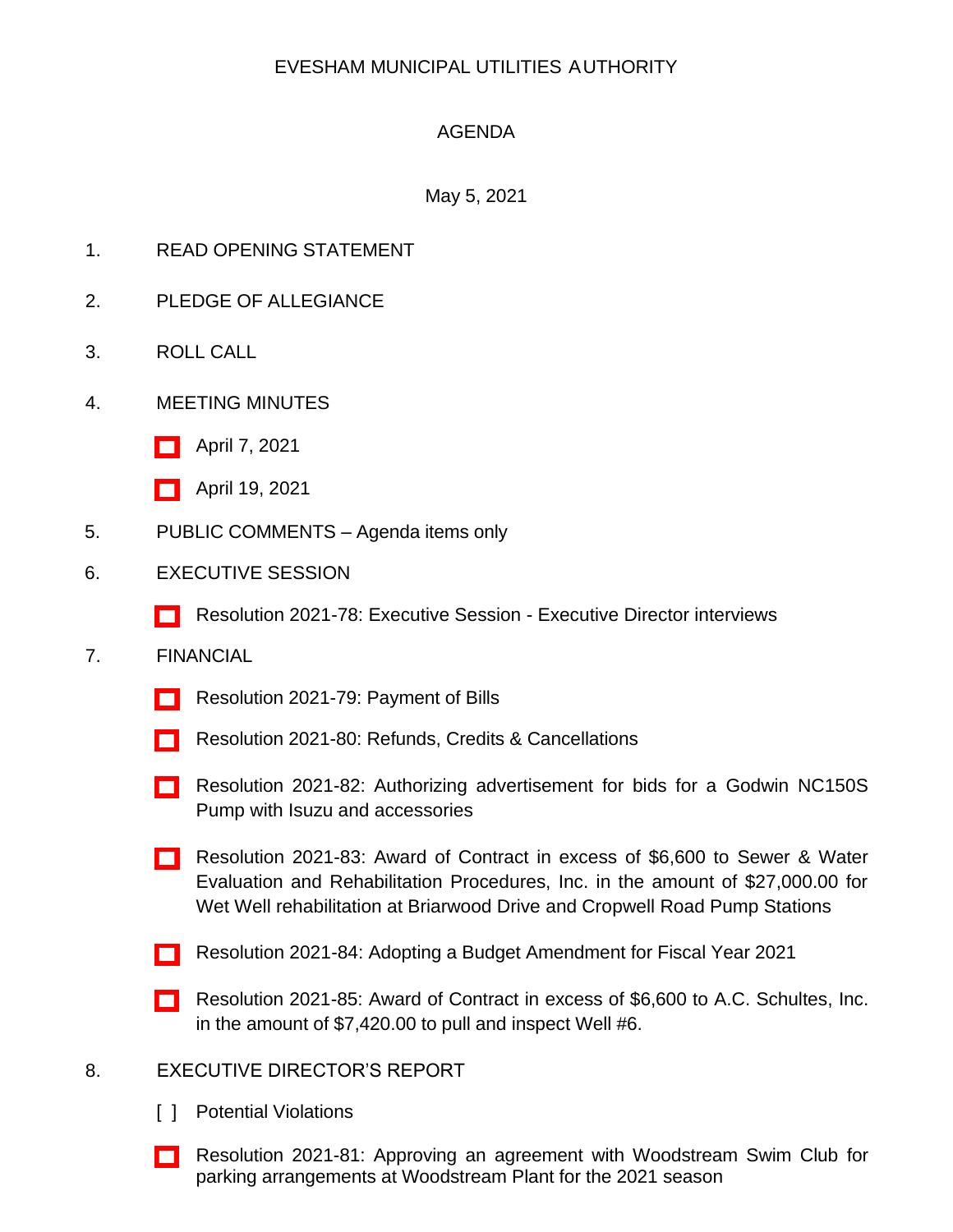# EVESHAM MUNICIPAL UTILITIES AUTHORITY

## AGENDA

May 5, 2021

1. READ OPENING STATEMENT
2. PLEDGE OF ALLEGIANCE
3. ROLL CALL
4. MEETING MINUTES
   - [ ] April 7, 2021
   - [ ] April 19, 2021
5. PUBLIC COMMENTS – Agenda items only
6. EXECUTIVE SESSION
   - [ ] Resolution 2021-78: Executive Session - Executive Director interviews
7. FINANCIAL
   - [ ] Resolution 2021-79: Payment of Bills
   - [ ] Resolution 2021-80: Refunds, Credits & Cancellations
   - [ ] Resolution 2021-82: Authorizing advertisement for bids for a Godwin NC150S Pump with Isuzu and accessories
   - [ ] Resolution 2021-83: Award of Contract in excess of $6,600 to Sewer & Water Evaluation and Rehabilitation Procedures, Inc. in the amount of $27,000.00 for Wet Well rehabilitation at Briarwood Drive and Cropwell Road Pump Stations
   - [ ] Resolution 2021-84: Adopting a Budget Amendment for Fiscal Year 2021
   - [ ] Resolution 2021-85: Award of Contract in excess of $6,600 to A.C. Schultes, Inc. in the amount of $7,420.00 to pull and inspect Well #6.
8. EXECUTIVE DIRECTOR'S REPORT
   - [ ] Potential Violations
   - [ ] Resolution 2021-81: Approving an agreement with Woodstream Swim Club for parking arrangements at Woodstream Plant for the 2021 season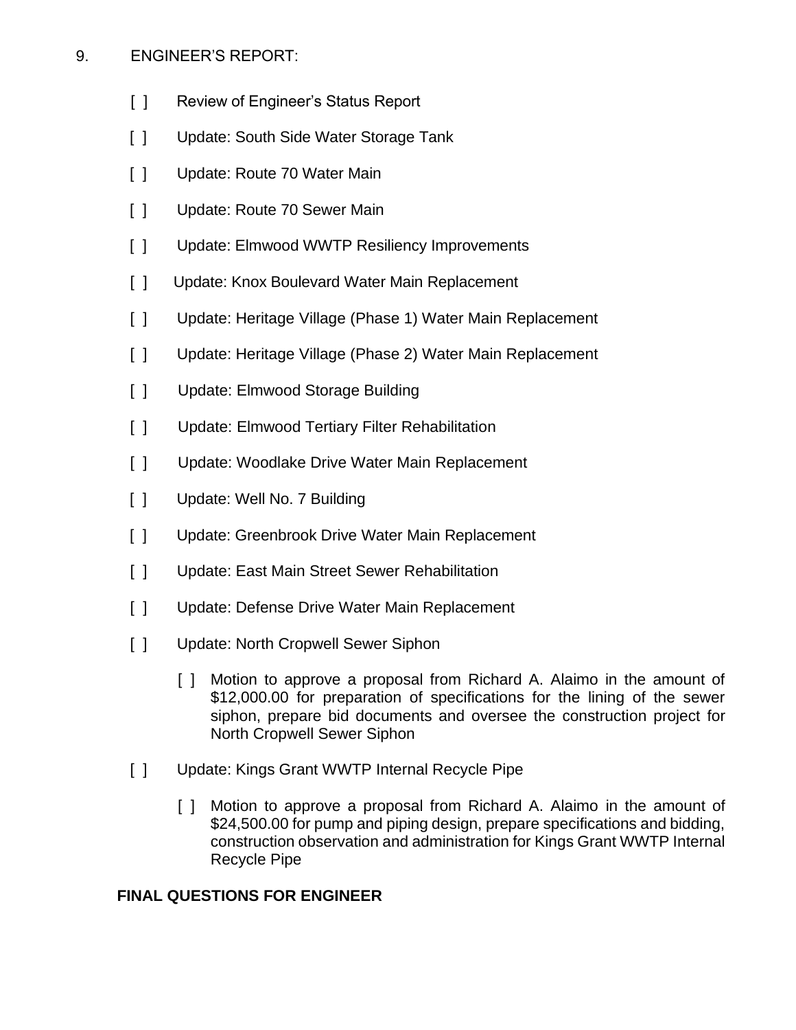9. ENGINEER'S REPORT:

- [ ] Review of Engineer's Status Report
- [ ] Update: South Side Water Storage Tank
- [ ] Update: Route 70 Water Main
- [ ] Update: Route 70 Sewer Main
- [ ] Update: Elmwood WWTP Resiliency Improvements
- [ ] Update: Knox Boulevard Water Main Replacement
- [ ] Update: Heritage Village (Phase 1) Water Main Replacement
- [ ] Update: Heritage Village (Phase 2) Water Main Replacement
- [ ] Update: Elmwood Storage Building
- [ ] Update: Elmwood Tertiary Filter Rehabilitation
- [ ] Update: Woodlake Drive Water Main Replacement
- [ ] Update: Well No. 7 Building
- [ ] Update: Greenbrook Drive Water Main Replacement
- [ ] Update: East Main Street Sewer Rehabilitation
- [ ] Update: Defense Drive Water Main Replacement
- [ ] Update: North Cropwell Sewer Siphon
    - [ ] Motion to approve a proposal from Richard A. Alaimo in the amount of $12,000.00 for preparation of specifications for the lining of the sewer siphon, prepare bid documents and oversee the construction project for North Cropwell Sewer Siphon
- [ ] Update: Kings Grant WWTP Internal Recycle Pipe
    - [ ] Motion to approve a proposal from Richard A. Alaimo in the amount of $24,500.00 for pump and piping design, prepare specifications and bidding, construction observation and administration for Kings Grant WWTP Internal Recycle Pipe

**FINAL QUESTIONS FOR ENGINEER**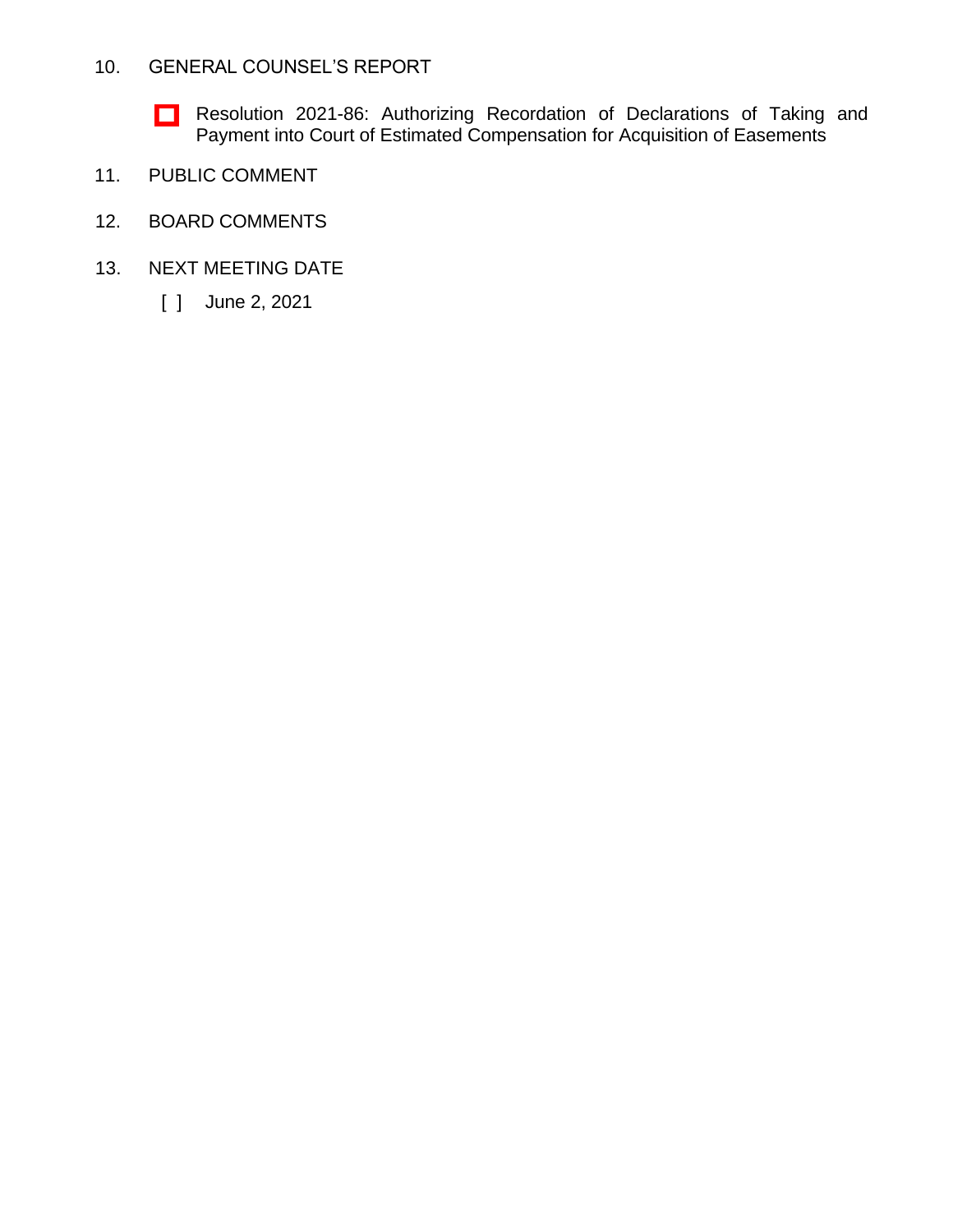10. GENERAL COUNSEL'S REPORT

    - [ ] Resolution 2021-86: Authorizing Recordation of Declarations of Taking and Payment into Court of Estimated Compensation for Acquisition of Easements

11. PUBLIC COMMENT

12. BOARD COMMENTS

13. NEXT MEETING DATE

    [ ] June 2, 2021